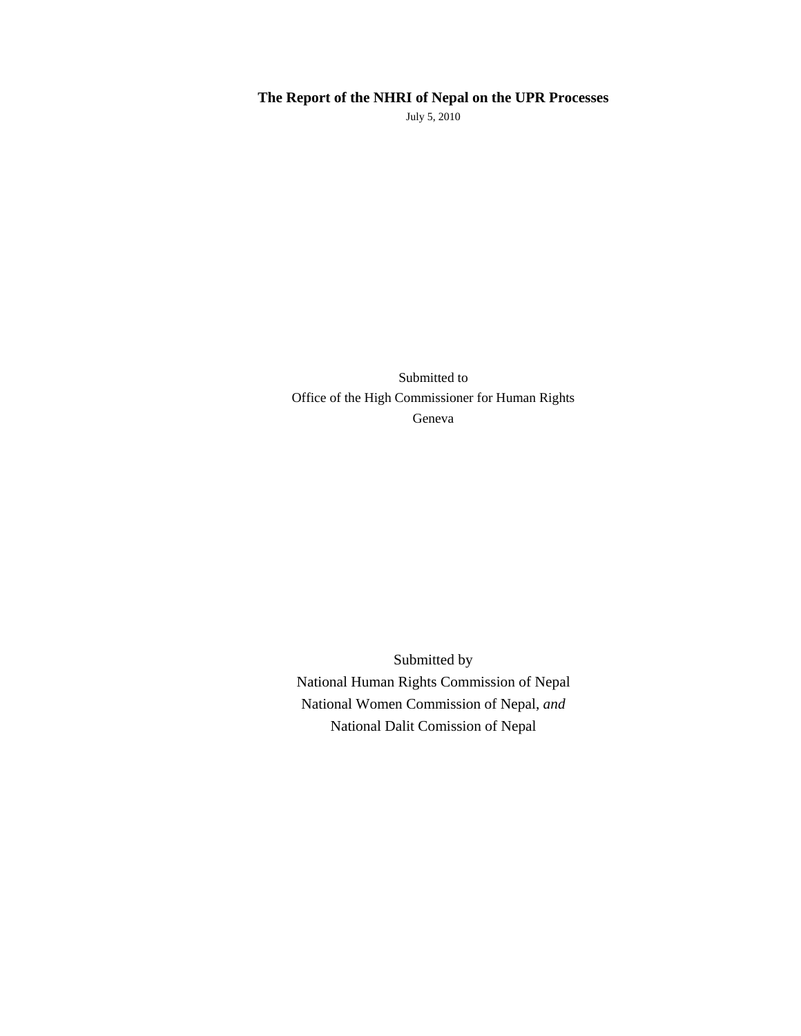# The Report of the NHRI of Nepal on the UPR Processes

July 5, 2010

Submitted to
Office of the High Commissioner for Human Rights
Geneva

Submitted by
National Human Rights Commission of Nepal
National Women Commission of Nepal, *and*
National Dalit Comission of Nepal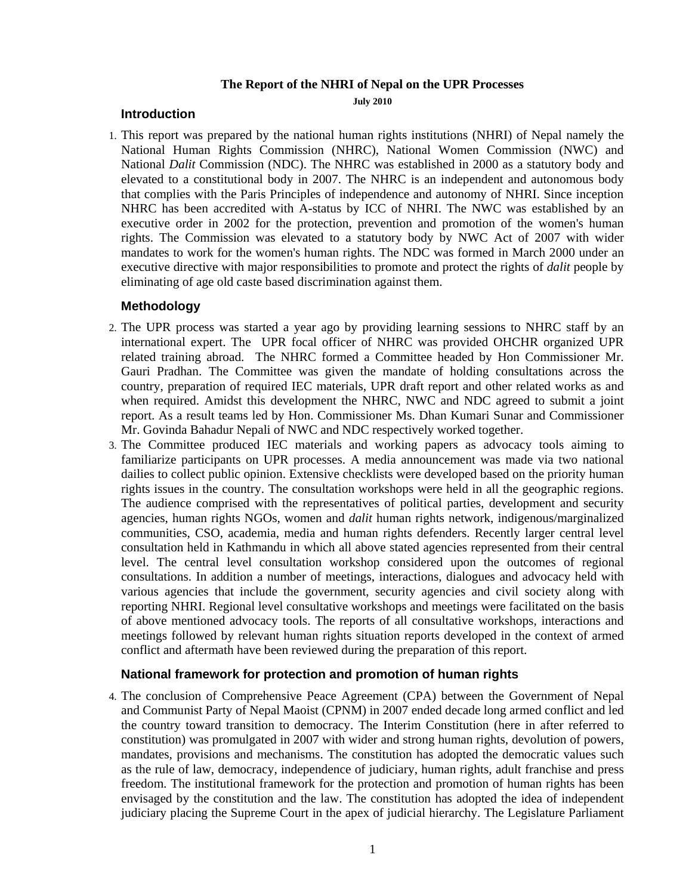**The Report of the NHRI of Nepal on the UPR Processes**

**July 2010**

## Introduction

1. This report was prepared by the national human rights institutions (NHRI) of Nepal namely the National Human Rights Commission (NHRC), National Women Commission (NWC) and National *Dalit* Commission (NDC). The NHRC was established in 2000 as a statutory body and elevated to a constitutional body in 2007. The NHRC is an independent and autonomous body that complies with the Paris Principles of independence and autonomy of NHRI. Since inception NHRC has been accredited with A-status by ICC of NHRI. The NWC was established by an executive order in 2002 for the protection, prevention and promotion of the women's human rights. The Commission was elevated to a statutory body by NWC Act of 2007 with wider mandates to work for the women's human rights. The NDC was formed in March 2000 under an executive directive with major responsibilities to promote and protect the rights of *dalit* people by eliminating of age old caste based discrimination against them.

## Methodology

2. The UPR process was started a year ago by providing learning sessions to NHRC staff by an international expert. The UPR focal officer of NHRC was provided OHCHR organized UPR related training abroad. The NHRC formed a Committee headed by Hon Commissioner Mr. Gauri Pradhan. The Committee was given the mandate of holding consultations across the country, preparation of required IEC materials, UPR draft report and other related works as and when required. Amidst this development the NHRC, NWC and NDC agreed to submit a joint report. As a result teams led by Hon. Commissioner Ms. Dhan Kumari Sunar and Commissioner Mr. Govinda Bahadur Nepali of NWC and NDC respectively worked together.
3. The Committee produced IEC materials and working papers as advocacy tools aiming to familiarize participants on UPR processes. A media announcement was made via two national dailies to collect public opinion. Extensive checklists were developed based on the priority human rights issues in the country. The consultation workshops were held in all the geographic regions. The audience comprised with the representatives of political parties, development and security agencies, human rights NGOs, women and *dalit* human rights network, indigenous/marginalized communities, CSO, academia, media and human rights defenders. Recently larger central level consultation held in Kathmandu in which all above stated agencies represented from their central level. The central level consultation workshop considered upon the outcomes of regional consultations. In addition a number of meetings, interactions, dialogues and advocacy held with various agencies that include the government, security agencies and civil society along with reporting NHRI. Regional level consultative workshops and meetings were facilitated on the basis of above mentioned advocacy tools. The reports of all consultative workshops, interactions and meetings followed by relevant human rights situation reports developed in the context of armed conflict and aftermath have been reviewed during the preparation of this report.

## National framework for protection and promotion of human rights

4. The conclusion of Comprehensive Peace Agreement (CPA) between the Government of Nepal and Communist Party of Nepal Maoist (CPNM) in 2007 ended decade long armed conflict and led the country toward transition to democracy. The Interim Constitution (here in after referred to constitution) was promulgated in 2007 with wider and strong human rights, devolution of powers, mandates, provisions and mechanisms. The constitution has adopted the democratic values such as the rule of law, democracy, independence of judiciary, human rights, adult franchise and press freedom. The institutional framework for the protection and promotion of human rights has been envisaged by the constitution and the law. The constitution has adopted the idea of independent judiciary placing the Supreme Court in the apex of judicial hierarchy. The Legislature Parliament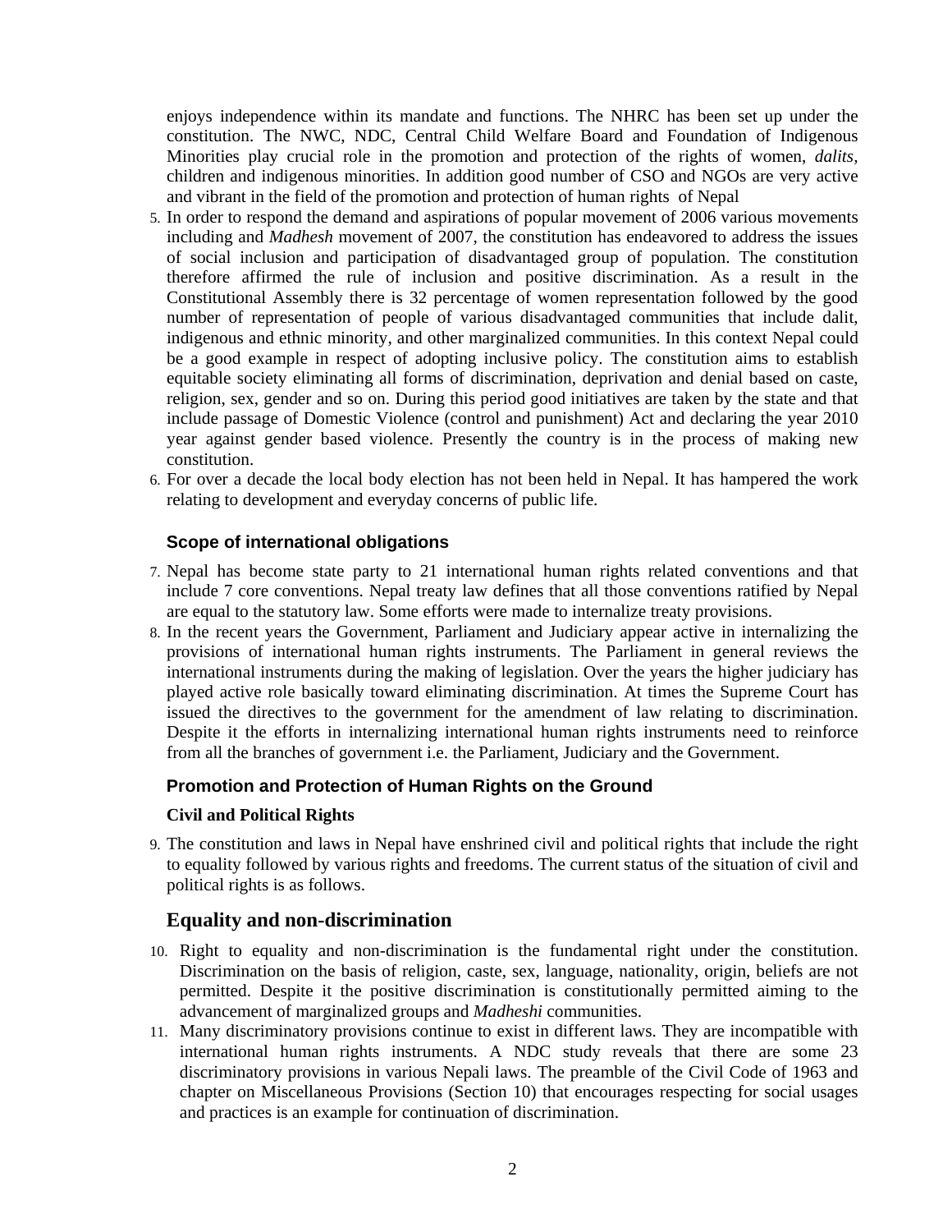enjoys independence within its mandate and functions. The NHRC has been set up under the constitution. The NWC, NDC, Central Child Welfare Board and Foundation of Indigenous Minorities play crucial role in the promotion and protection of the rights of women, *dalits,* children and indigenous minorities. In addition good number of CSO and NGOs are very active and vibrant in the field of the promotion and protection of human rights of Nepal

5. In order to respond the demand and aspirations of popular movement of 2006 various movements including and *Madhesh* movement of 2007, the constitution has endeavored to address the issues of social inclusion and participation of disadvantaged group of population. The constitution therefore affirmed the rule of inclusion and positive discrimination. As a result in the Constitutional Assembly there is 32 percentage of women representation followed by the good number of representation of people of various disadvantaged communities that include dalit, indigenous and ethnic minority, and other marginalized communities. In this context Nepal could be a good example in respect of adopting inclusive policy. The constitution aims to establish equitable society eliminating all forms of discrimination, deprivation and denial based on caste, religion, sex, gender and so on. During this period good initiatives are taken by the state and that include passage of Domestic Violence (control and punishment) Act and declaring the year 2010 year against gender based violence. Presently the country is in the process of making new constitution.
6. For over a decade the local body election has not been held in Nepal. It has hampered the work relating to development and everyday concerns of public life.

### Scope of international obligations

7. Nepal has become state party to 21 international human rights related conventions and that include 7 core conventions. Nepal treaty law defines that all those conventions ratified by Nepal are equal to the statutory law. Some efforts were made to internalize treaty provisions.
8. In the recent years the Government, Parliament and Judiciary appear active in internalizing the provisions of international human rights instruments. The Parliament in general reviews the international instruments during the making of legislation. Over the years the higher judiciary has played active role basically toward eliminating discrimination. At times the Supreme Court has issued the directives to the government for the amendment of law relating to discrimination. Despite it the efforts in internalizing international human rights instruments need to reinforce from all the branches of government i.e. the Parliament, Judiciary and the Government.

### Promotion and Protection of Human Rights on the Ground

#### Civil and Political Rights

9. The constitution and laws in Nepal have enshrined civil and political rights that include the right to equality followed by various rights and freedoms. The current status of the situation of civil and political rights is as follows.

## Equality and non-discrimination

10. Right to equality and non-discrimination is the fundamental right under the constitution. Discrimination on the basis of religion, caste, sex, language, nationality, origin, beliefs are not permitted. Despite it the positive discrimination is constitutionally permitted aiming to the advancement of marginalized groups and *Madheshi* communities.
11. Many discriminatory provisions continue to exist in different laws. They are incompatible with international human rights instruments. A NDC study reveals that there are some 23 discriminatory provisions in various Nepali laws. The preamble of the Civil Code of 1963 and chapter on Miscellaneous Provisions (Section 10) that encourages respecting for social usages and practices is an example for continuation of discrimination.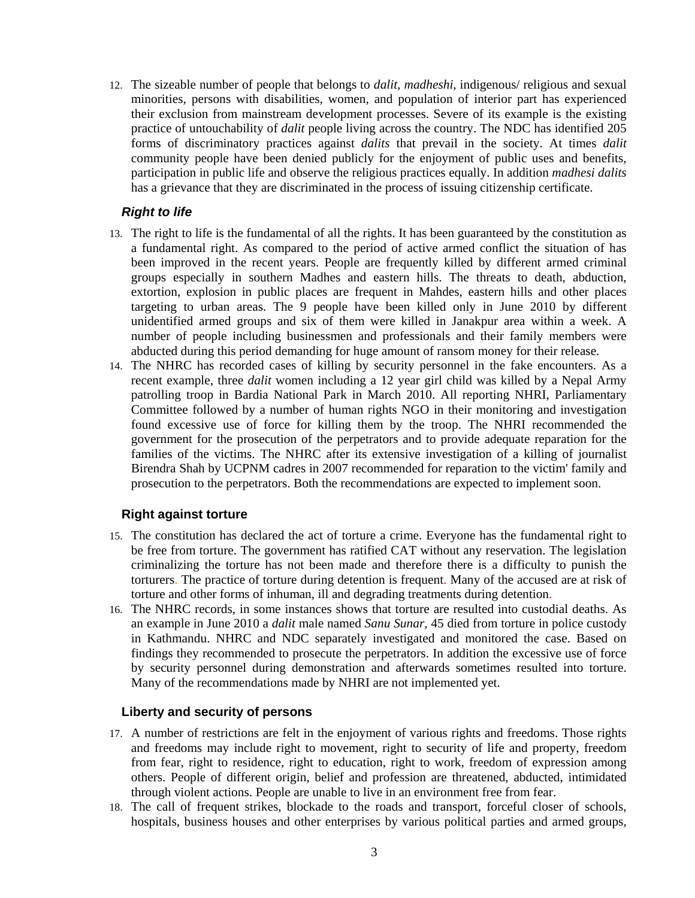12. The sizeable number of people that belongs to *dalit, madheshi*, indigenous/ religious and sexual minorities, persons with disabilities, women, and population of interior part has experienced their exclusion from mainstream development processes. Severe of its example is the existing practice of untouchability of *dalit* people living across the country. The NDC has identified 205 forms of discriminatory practices against *dalits* that prevail in the society. At times *dalit* community people have been denied publicly for the enjoyment of public uses and benefits, participation in public life and observe the religious practices equally. In addition *madhesi dalits* has a grievance that they are discriminated in the process of issuing citizenship certificate.

### *Right to life*

13. The right to life is the fundamental of all the rights. It has been guaranteed by the constitution as a fundamental right. As compared to the period of active armed conflict the situation of has been improved in the recent years. People are frequently killed by different armed criminal groups especially in southern Madhes and eastern hills. The threats to death, abduction, extortion, explosion in public places are frequent in Mahdes, eastern hills and other places targeting to urban areas. The 9 people have been killed only in June 2010 by different unidentified armed groups and six of them were killed in Janakpur area within a week. A number of people including businessmen and professionals and their family members were abducted during this period demanding for huge amount of ransom money for their release.
14. The NHRC has recorded cases of killing by security personnel in the fake encounters. As a recent example, three *dalit* women including a 12 year girl child was killed by a Nepal Army patrolling troop in Bardia National Park in March 2010. All reporting NHRI, Parliamentary Committee followed by a number of human rights NGO in their monitoring and investigation found excessive use of force for killing them by the troop. The NHRI recommended the government for the prosecution of the perpetrators and to provide adequate reparation for the families of the victims. The NHRC after its extensive investigation of a killing of journalist Birendra Shah by UCPNM cadres in 2007 recommended for reparation to the victim' family and prosecution to the perpetrators. Both the recommendations are expected to implement soon.

### Right against torture

15. The constitution has declared the act of torture a crime. Everyone has the fundamental right to be free from torture. The government has ratified CAT without any reservation. The legislation criminalizing the torture has not been made and therefore there is a difficulty to punish the torturers. The practice of torture during detention is frequent. Many of the accused are at risk of torture and other forms of inhuman, ill and degrading treatments during detention.
16. The NHRC records, in some instances shows that torture are resulted into custodial deaths. As an example in June 2010 a *dalit* male named *Sanu Sunar,* 45 died from torture in police custody in Kathmandu. NHRC and NDC separately investigated and monitored the case. Based on findings they recommended to prosecute the perpetrators. In addition the excessive use of force by security personnel during demonstration and afterwards sometimes resulted into torture. Many of the recommendations made by NHRI are not implemented yet.

### Liberty and security of persons

17. A number of restrictions are felt in the enjoyment of various rights and freedoms. Those rights and freedoms may include right to movement, right to security of life and property, freedom from fear, right to residence, right to education, right to work, freedom of expression among others. People of different origin, belief and profession are threatened, abducted, intimidated through violent actions. People are unable to live in an environment free from fear.
18. The call of frequent strikes, blockade to the roads and transport, forceful closer of schools, hospitals, business houses and other enterprises by various political parties and armed groups,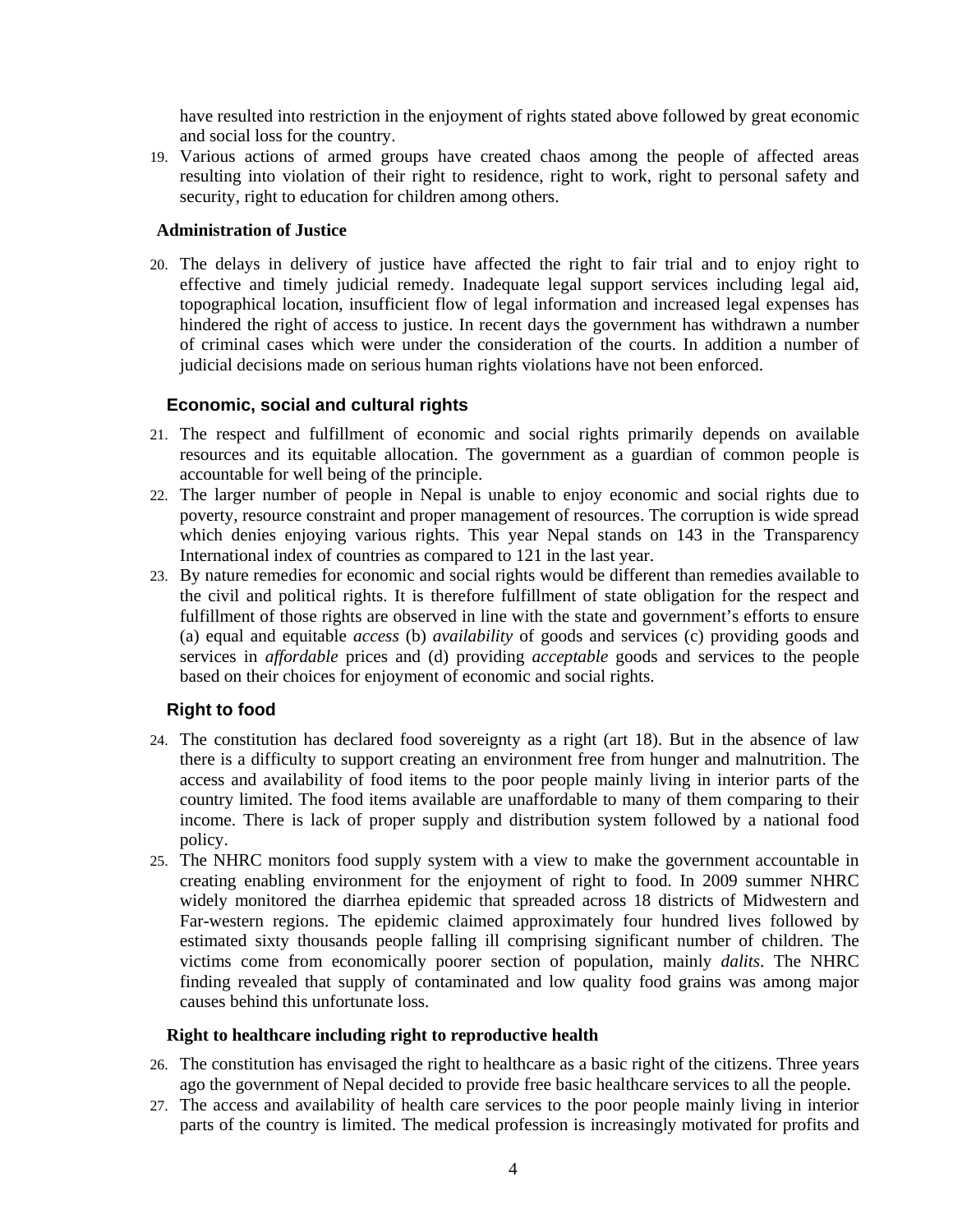have resulted into restriction in the enjoyment of rights stated above followed by great economic and social loss for the country.

19. Various actions of armed groups have created chaos among the people of affected areas resulting into violation of their right to residence, right to work, right to personal safety and security, right to education for children among others.

### Administration of Justice

20. The delays in delivery of justice have affected the right to fair trial and to enjoy right to effective and timely judicial remedy. Inadequate legal support services including legal aid, topographical location, insufficient flow of legal information and increased legal expenses has hindered the right of access to justice. In recent days the government has withdrawn a number of criminal cases which were under the consideration of the courts. In addition a number of judicial decisions made on serious human rights violations have not been enforced.

### Economic, social and cultural rights

21. The respect and fulfillment of economic and social rights primarily depends on available resources and its equitable allocation. The government as a guardian of common people is accountable for well being of the principle.
22. The larger number of people in Nepal is unable to enjoy economic and social rights due to poverty, resource constraint and proper management of resources. The corruption is wide spread which denies enjoying various rights. This year Nepal stands on 143 in the Transparency International index of countries as compared to 121 in the last year.
23. By nature remedies for economic and social rights would be different than remedies available to the civil and political rights. It is therefore fulfillment of state obligation for the respect and fulfillment of those rights are observed in line with the state and government's efforts to ensure (a) equal and equitable *access* (b) *availability* of goods and services (c) providing goods and services in *affordable* prices and (d) providing *acceptable* goods and services to the people based on their choices for enjoyment of economic and social rights.

### Right to food

24. The constitution has declared food sovereignty as a right (art 18). But in the absence of law there is a difficulty to support creating an environment free from hunger and malnutrition. The access and availability of food items to the poor people mainly living in interior parts of the country limited. The food items available are unaffordable to many of them comparing to their income. There is lack of proper supply and distribution system followed by a national food policy.
25. The NHRC monitors food supply system with a view to make the government accountable in creating enabling environment for the enjoyment of right to food. In 2009 summer NHRC widely monitored the diarrhea epidemic that spreaded across 18 districts of Midwestern and Far-western regions. The epidemic claimed approximately four hundred lives followed by estimated sixty thousands people falling ill comprising significant number of children. The victims come from economically poorer section of population, mainly *dalits*. The NHRC finding revealed that supply of contaminated and low quality food grains was among major causes behind this unfortunate loss.

### Right to healthcare including right to reproductive health

26. The constitution has envisaged the right to healthcare as a basic right of the citizens. Three years ago the government of Nepal decided to provide free basic healthcare services to all the people.
27. The access and availability of health care services to the poor people mainly living in interior parts of the country is limited. The medical profession is increasingly motivated for profits and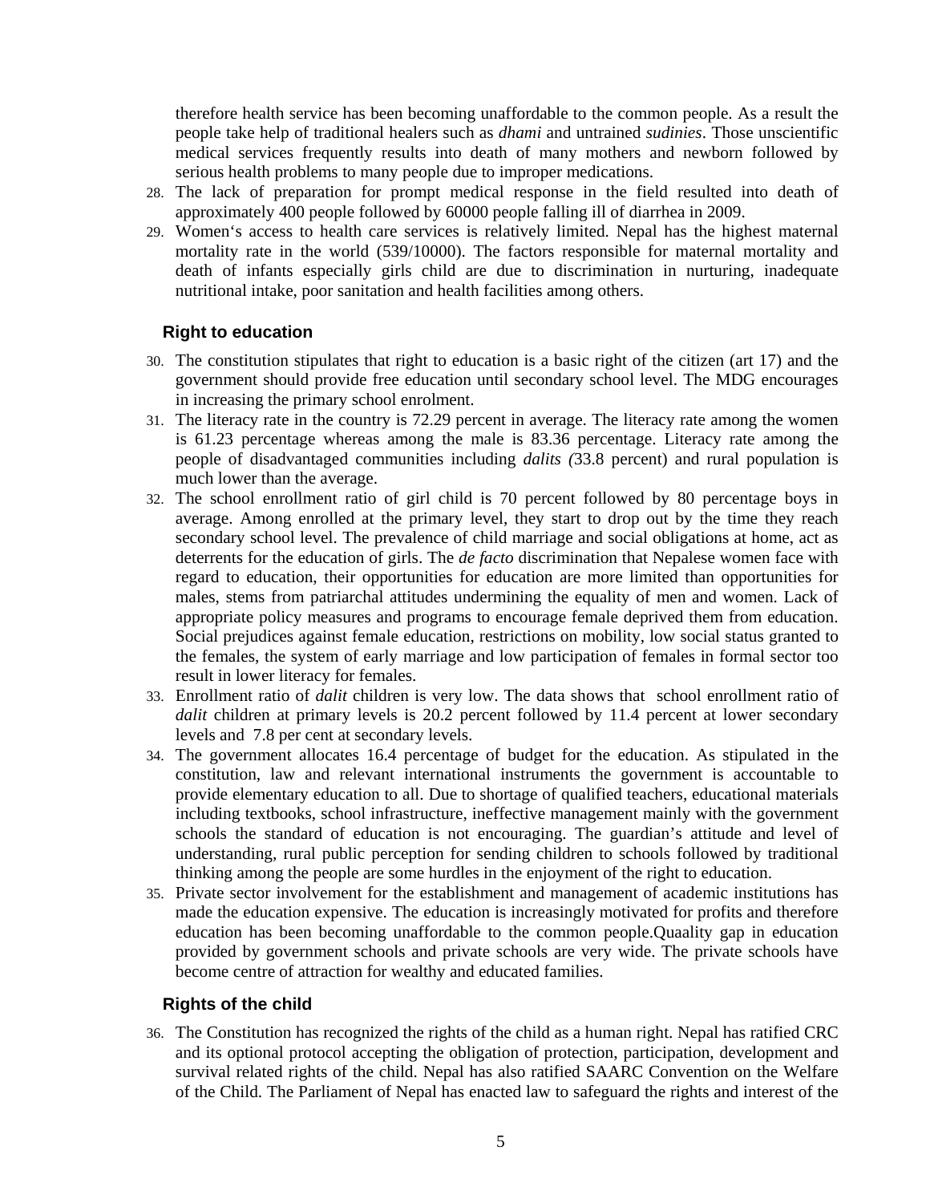therefore health service has been becoming unaffordable to the common people. As a result the people take help of traditional healers such as *dhami* and untrained *sudinies*. Those unscientific medical services frequently results into death of many mothers and newborn followed by serious health problems to many people due to improper medications.

28. The lack of preparation for prompt medical response in the field resulted into death of approximately 400 people followed by 60000 people falling ill of diarrhea in 2009.
29. Women's access to health care services is relatively limited. Nepal has the highest maternal mortality rate in the world (539/10000). The factors responsible for maternal mortality and death of infants especially girls child are due to discrimination in nurturing, inadequate nutritional intake, poor sanitation and health facilities among others.

### Right to education

30. The constitution stipulates that right to education is a basic right of the citizen (art 17) and the government should provide free education until secondary school level. The MDG encourages in increasing the primary school enrolment.
31. The literacy rate in the country is 72.29 percent in average. The literacy rate among the women is 61.23 percentage whereas among the male is 83.36 percentage. Literacy rate among the people of disadvantaged communities including *dalits (*33.8 percent) and rural population is much lower than the average.
32. The school enrollment ratio of girl child is 70 percent followed by 80 percentage boys in average. Among enrolled at the primary level, they start to drop out by the time they reach secondary school level. The prevalence of child marriage and social obligations at home, act as deterrents for the education of girls. The *de facto* discrimination that Nepalese women face with regard to education, their opportunities for education are more limited than opportunities for males, stems from patriarchal attitudes undermining the equality of men and women. Lack of appropriate policy measures and programs to encourage female deprived them from education. Social prejudices against female education, restrictions on mobility, low social status granted to the females, the system of early marriage and low participation of females in formal sector too result in lower literacy for females.
33. Enrollment ratio of *dalit* children is very low. The data shows that school enrollment ratio of *dalit* children at primary levels is 20.2 percent followed by 11.4 percent at lower secondary levels and 7.8 per cent at secondary levels.
34. The government allocates 16.4 percentage of budget for the education. As stipulated in the constitution, law and relevant international instruments the government is accountable to provide elementary education to all. Due to shortage of qualified teachers, educational materials including textbooks, school infrastructure, ineffective management mainly with the government schools the standard of education is not encouraging. The guardian's attitude and level of understanding, rural public perception for sending children to schools followed by traditional thinking among the people are some hurdles in the enjoyment of the right to education.
35. Private sector involvement for the establishment and management of academic institutions has made the education expensive. The education is increasingly motivated for profits and therefore education has been becoming unaffordable to the common people.Quaality gap in education provided by government schools and private schools are very wide. The private schools have become centre of attraction for wealthy and educated families.

### Rights of the child

36. The Constitution has recognized the rights of the child as a human right. Nepal has ratified CRC and its optional protocol accepting the obligation of protection, participation, development and survival related rights of the child. Nepal has also ratified SAARC Convention on the Welfare of the Child. The Parliament of Nepal has enacted law to safeguard the rights and interest of the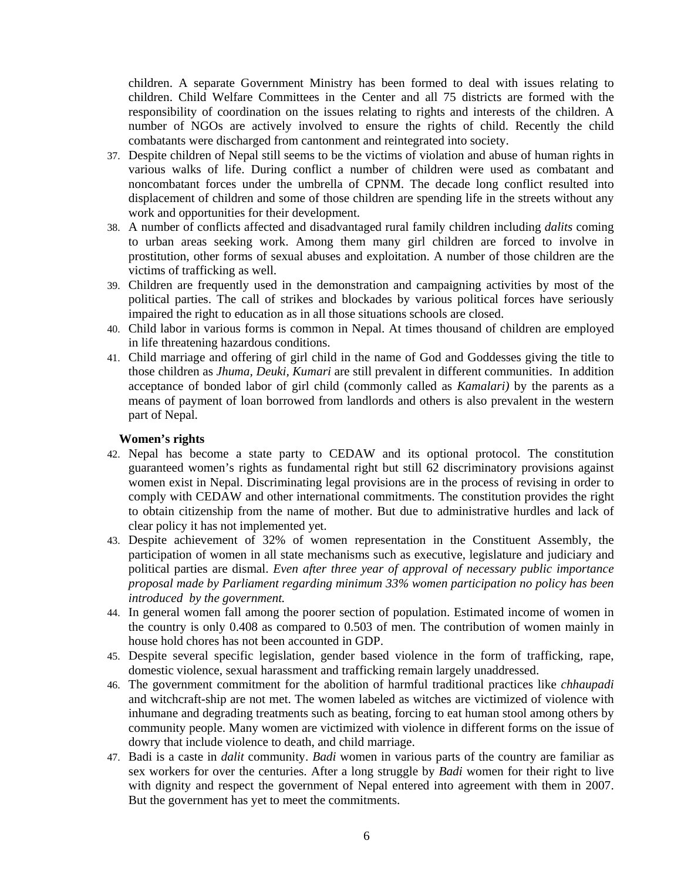children. A separate Government Ministry has been formed to deal with issues relating to children. Child Welfare Committees in the Center and all 75 districts are formed with the responsibility of coordination on the issues relating to rights and interests of the children. A number of NGOs are actively involved to ensure the rights of child. Recently the child combatants were discharged from cantonment and reintegrated into society.

37. Despite children of Nepal still seems to be the victims of violation and abuse of human rights in various walks of life. During conflict a number of children were used as combatant and noncombatant forces under the umbrella of CPNM. The decade long conflict resulted into displacement of children and some of those children are spending life in the streets without any work and opportunities for their development.
38. A number of conflicts affected and disadvantaged rural family children including *dalits* coming to urban areas seeking work. Among them many girl children are forced to involve in prostitution, other forms of sexual abuses and exploitation. A number of those children are the victims of trafficking as well.
39. Children are frequently used in the demonstration and campaigning activities by most of the political parties. The call of strikes and blockades by various political forces have seriously impaired the right to education as in all those situations schools are closed.
40. Child labor in various forms is common in Nepal. At times thousand of children are employed in life threatening hazardous conditions.
41. Child marriage and offering of girl child in the name of God and Goddesses giving the title to those children as *Jhuma, Deuki, Kumari* are still prevalent in different communities. In addition acceptance of bonded labor of girl child (commonly called as *Kamalari)* by the parents as a means of payment of loan borrowed from landlords and others is also prevalent in the western part of Nepal.

**Women's rights**

42. Nepal has become a state party to CEDAW and its optional protocol. The constitution guaranteed women's rights as fundamental right but still 62 discriminatory provisions against women exist in Nepal. Discriminating legal provisions are in the process of revising in order to comply with CEDAW and other international commitments. The constitution provides the right to obtain citizenship from the name of mother. But due to administrative hurdles and lack of clear policy it has not implemented yet.
43. Despite achievement of 32% of women representation in the Constituent Assembly, the participation of women in all state mechanisms such as executive, legislature and judiciary and political parties are dismal. *Even after three year of approval of necessary public importance proposal made by Parliament regarding minimum 33% women participation no policy has been introduced by the government.*
44. In general women fall among the poorer section of population. Estimated income of women in the country is only 0.408 as compared to 0.503 of men. The contribution of women mainly in house hold chores has not been accounted in GDP.
45. Despite several specific legislation, gender based violence in the form of trafficking, rape, domestic violence, sexual harassment and trafficking remain largely unaddressed.
46. The government commitment for the abolition of harmful traditional practices like *chhaupadi* and witchcraft-ship are not met. The women labeled as witches are victimized of violence with inhumane and degrading treatments such as beating, forcing to eat human stool among others by community people. Many women are victimized with violence in different forms on the issue of dowry that include violence to death, and child marriage.
47. Badi is a caste in *dalit* community. *Badi* women in various parts of the country are familiar as sex workers for over the centuries. After a long struggle by *Badi* women for their right to live with dignity and respect the government of Nepal entered into agreement with them in 2007. But the government has yet to meet the commitments.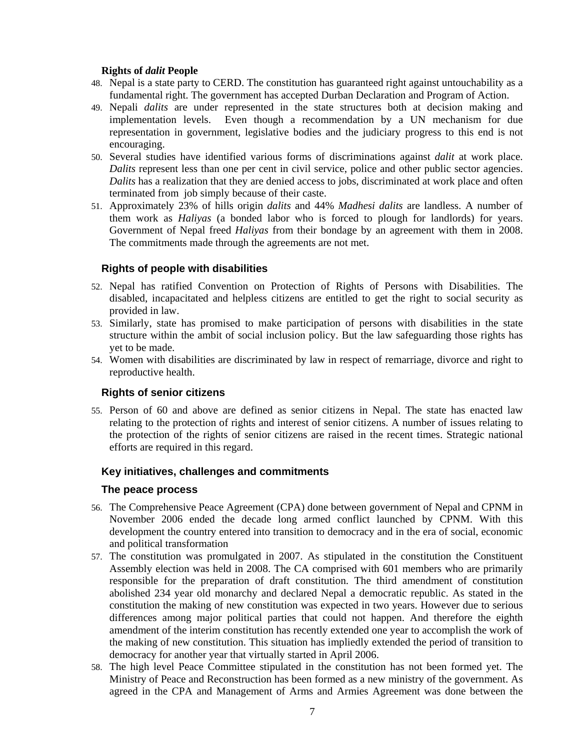### Rights of *dalit* People

48. Nepal is a state party to CERD. The constitution has guaranteed right against untouchability as a fundamental right. The government has accepted Durban Declaration and Program of Action.
49. Nepali *dalits* are under represented in the state structures both at decision making and implementation levels. Even though a recommendation by a UN mechanism for due representation in government, legislative bodies and the judiciary progress to this end is not encouraging.
50. Several studies have identified various forms of discriminations against *dalit* at work place. *Dalits* represent less than one per cent in civil service, police and other public sector agencies. *Dalits* has a realization that they are denied access to jobs, discriminated at work place and often terminated from job simply because of their caste.
51. Approximately 23% of hills origin *dalits* and 44% *Madhesi dalits* are landless. A number of them work as *Haliyas* (a bonded labor who is forced to plough for landlords) for years. Government of Nepal freed *Haliyas* from their bondage by an agreement with them in 2008. The commitments made through the agreements are not met.

### Rights of people with disabilities

52. Nepal has ratified Convention on Protection of Rights of Persons with Disabilities. The disabled, incapacitated and helpless citizens are entitled to get the right to social security as provided in law.
53. Similarly, state has promised to make participation of persons with disabilities in the state structure within the ambit of social inclusion policy. But the law safeguarding those rights has yet to be made.
54. Women with disabilities are discriminated by law in respect of remarriage, divorce and right to reproductive health.

### Rights of senior citizens

55. Person of 60 and above are defined as senior citizens in Nepal. The state has enacted law relating to the protection of rights and interest of senior citizens. A number of issues relating to the protection of the rights of senior citizens are raised in the recent times. Strategic national efforts are required in this regard.

### Key initiatives, challenges and commitments

### The peace process

56. The Comprehensive Peace Agreement (CPA) done between government of Nepal and CPNM in November 2006 ended the decade long armed conflict launched by CPNM. With this development the country entered into transition to democracy and in the era of social, economic and political transformation
57. The constitution was promulgated in 2007. As stipulated in the constitution the Constituent Assembly election was held in 2008. The CA comprised with 601 members who are primarily responsible for the preparation of draft constitution. The third amendment of constitution abolished 234 year old monarchy and declared Nepal a democratic republic. As stated in the constitution the making of new constitution was expected in two years. However due to serious differences among major political parties that could not happen. And therefore the eighth amendment of the interim constitution has recently extended one year to accomplish the work of the making of new constitution. This situation has impliedly extended the period of transition to democracy for another year that virtually started in April 2006.
58. The high level Peace Committee stipulated in the constitution has not been formed yet. The Ministry of Peace and Reconstruction has been formed as a new ministry of the government. As agreed in the CPA and Management of Arms and Armies Agreement was done between the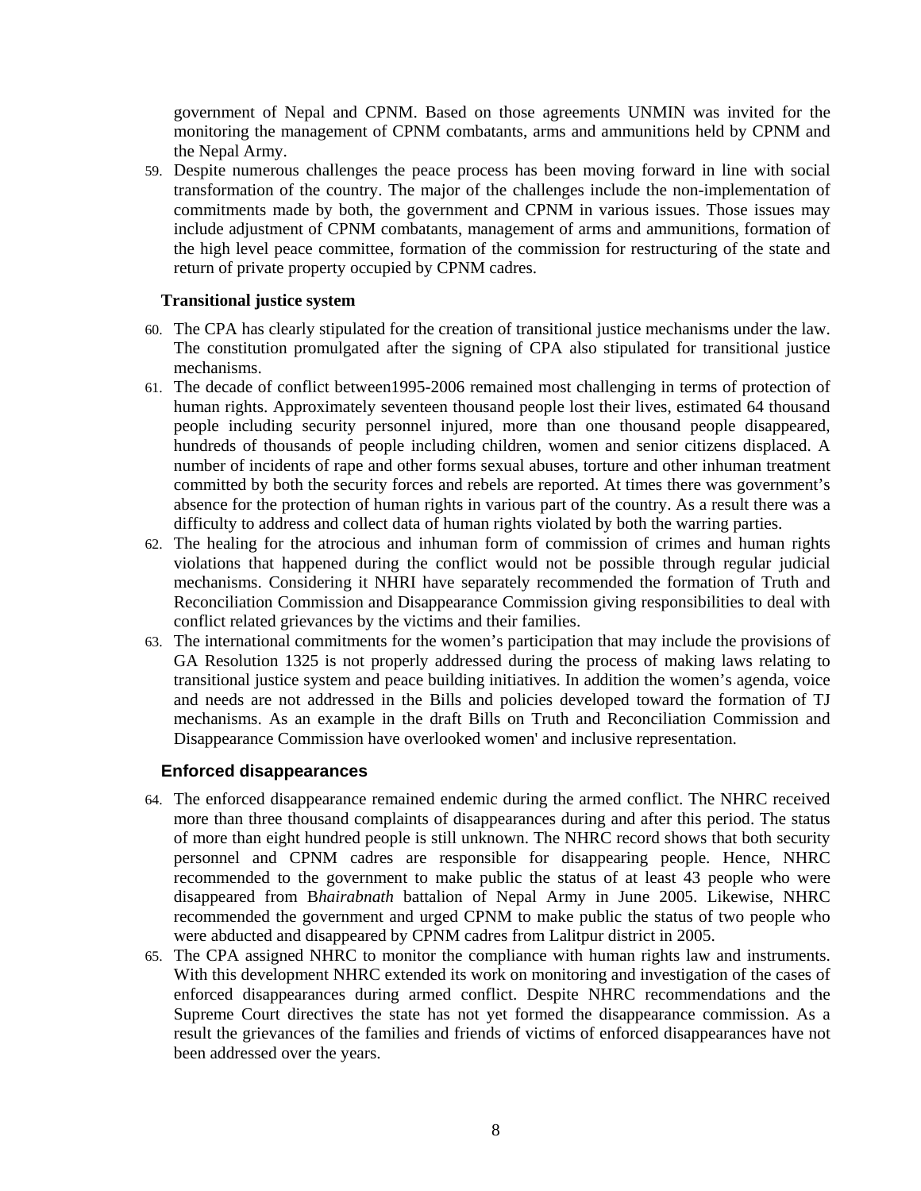government of Nepal and CPNM. Based on those agreements UNMIN was invited for the monitoring the management of CPNM combatants, arms and ammunitions held by CPNM and the Nepal Army.

59. Despite numerous challenges the peace process has been moving forward in line with social transformation of the country. The major of the challenges include the non-implementation of commitments made by both, the government and CPNM in various issues. Those issues may include adjustment of CPNM combatants, management of arms and ammunitions, formation of the high level peace committee, formation of the commission for restructuring of the state and return of private property occupied by CPNM cadres.

### Transitional justice system

60. The CPA has clearly stipulated for the creation of transitional justice mechanisms under the law. The constitution promulgated after the signing of CPA also stipulated for transitional justice mechanisms.

61. The decade of conflict between1995-2006 remained most challenging in terms of protection of human rights. Approximately seventeen thousand people lost their lives, estimated 64 thousand people including security personnel injured, more than one thousand people disappeared, hundreds of thousands of people including children, women and senior citizens displaced. A number of incidents of rape and other forms sexual abuses, torture and other inhuman treatment committed by both the security forces and rebels are reported. At times there was government's absence for the protection of human rights in various part of the country. As a result there was a difficulty to address and collect data of human rights violated by both the warring parties.

62. The healing for the atrocious and inhuman form of commission of crimes and human rights violations that happened during the conflict would not be possible through regular judicial mechanisms. Considering it NHRI have separately recommended the formation of Truth and Reconciliation Commission and Disappearance Commission giving responsibilities to deal with conflict related grievances by the victims and their families.

63. The international commitments for the women's participation that may include the provisions of GA Resolution 1325 is not properly addressed during the process of making laws relating to transitional justice system and peace building initiatives. In addition the women's agenda, voice and needs are not addressed in the Bills and policies developed toward the formation of TJ mechanisms. As an example in the draft Bills on Truth and Reconciliation Commission and Disappearance Commission have overlooked women' and inclusive representation.

### Enforced disappearances

64. The enforced disappearance remained endemic during the armed conflict. The NHRC received more than three thousand complaints of disappearances during and after this period. The status of more than eight hundred people is still unknown. The NHRC record shows that both security personnel and CPNM cadres are responsible for disappearing people. Hence, NHRC recommended to the government to make public the status of at least 43 people who were disappeared from B*hairabnath* battalion of Nepal Army in June 2005. Likewise, NHRC recommended the government and urged CPNM to make public the status of two people who were abducted and disappeared by CPNM cadres from Lalitpur district in 2005.

65. The CPA assigned NHRC to monitor the compliance with human rights law and instruments. With this development NHRC extended its work on monitoring and investigation of the cases of enforced disappearances during armed conflict. Despite NHRC recommendations and the Supreme Court directives the state has not yet formed the disappearance commission. As a result the grievances of the families and friends of victims of enforced disappearances have not been addressed over the years.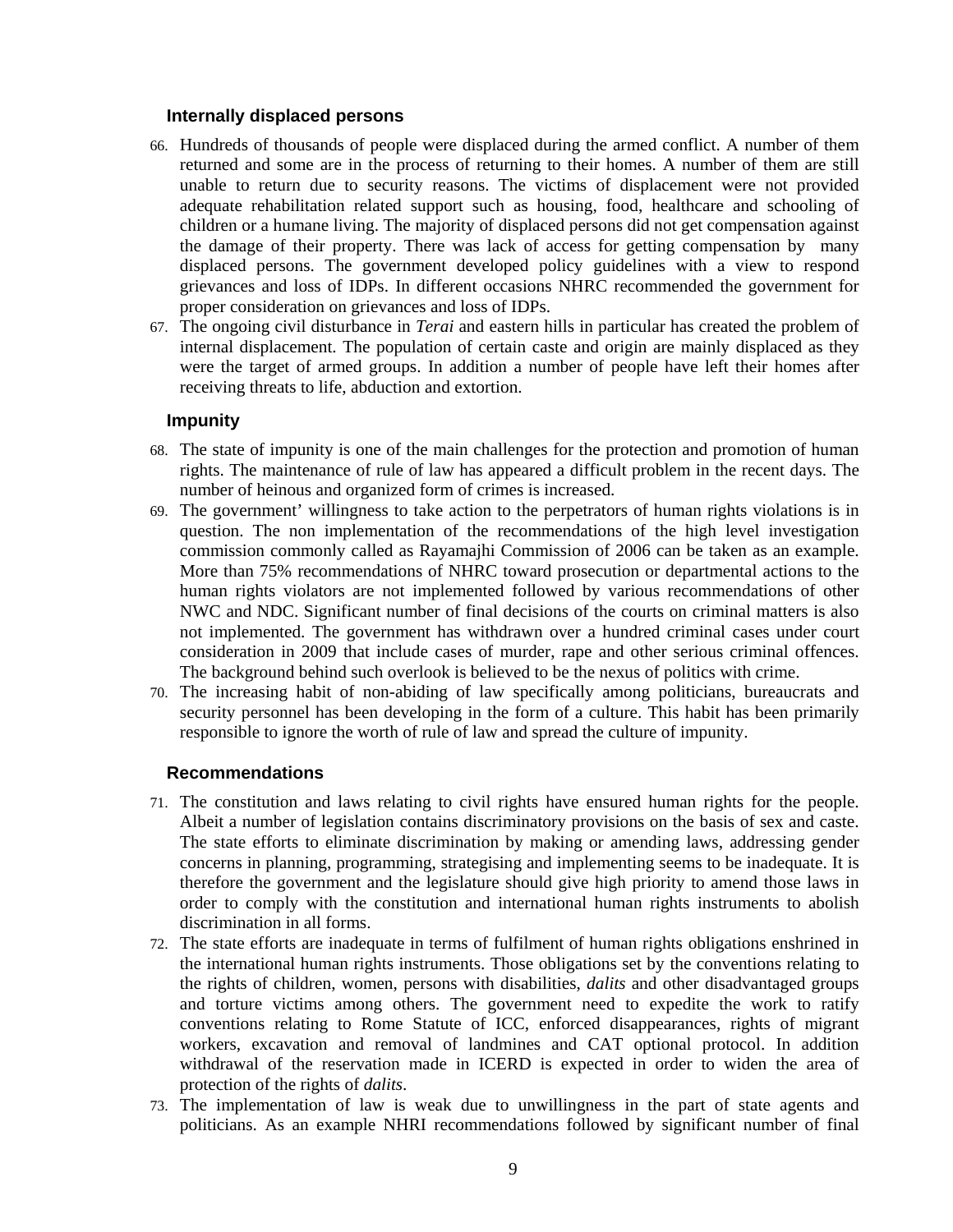### Internally displaced persons

66. Hundreds of thousands of people were displaced during the armed conflict. A number of them returned and some are in the process of returning to their homes. A number of them are still unable to return due to security reasons. The victims of displacement were not provided adequate rehabilitation related support such as housing, food, healthcare and schooling of children or a humane living. The majority of displaced persons did not get compensation against the damage of their property. There was lack of access for getting compensation by many displaced persons. The government developed policy guidelines with a view to respond grievances and loss of IDPs. In different occasions NHRC recommended the government for proper consideration on grievances and loss of IDPs.
67. The ongoing civil disturbance in *Terai* and eastern hills in particular has created the problem of internal displacement. The population of certain caste and origin are mainly displaced as they were the target of armed groups. In addition a number of people have left their homes after receiving threats to life, abduction and extortion.

### Impunity

68. The state of impunity is one of the main challenges for the protection and promotion of human rights. The maintenance of rule of law has appeared a difficult problem in the recent days. The number of heinous and organized form of crimes is increased.
69. The government' willingness to take action to the perpetrators of human rights violations is in question. The non implementation of the recommendations of the high level investigation commission commonly called as Rayamajhi Commission of 2006 can be taken as an example. More than 75% recommendations of NHRC toward prosecution or departmental actions to the human rights violators are not implemented followed by various recommendations of other NWC and NDC. Significant number of final decisions of the courts on criminal matters is also not implemented. The government has withdrawn over a hundred criminal cases under court consideration in 2009 that include cases of murder, rape and other serious criminal offences. The background behind such overlook is believed to be the nexus of politics with crime.
70. The increasing habit of non-abiding of law specifically among politicians, bureaucrats and security personnel has been developing in the form of a culture. This habit has been primarily responsible to ignore the worth of rule of law and spread the culture of impunity.

### Recommendations

71. The constitution and laws relating to civil rights have ensured human rights for the people. Albeit a number of legislation contains discriminatory provisions on the basis of sex and caste. The state efforts to eliminate discrimination by making or amending laws, addressing gender concerns in planning, programming, strategising and implementing seems to be inadequate. It is therefore the government and the legislature should give high priority to amend those laws in order to comply with the constitution and international human rights instruments to abolish discrimination in all forms.
72. The state efforts are inadequate in terms of fulfilment of human rights obligations enshrined in the international human rights instruments. Those obligations set by the conventions relating to the rights of children, women, persons with disabilities, *dalits* and other disadvantaged groups and torture victims among others. The government need to expedite the work to ratify conventions relating to Rome Statute of ICC, enforced disappearances, rights of migrant workers, excavation and removal of landmines and CAT optional protocol. In addition withdrawal of the reservation made in ICERD is expected in order to widen the area of protection of the rights of *dalits*.
73. The implementation of law is weak due to unwillingness in the part of state agents and politicians. As an example NHRI recommendations followed by significant number of final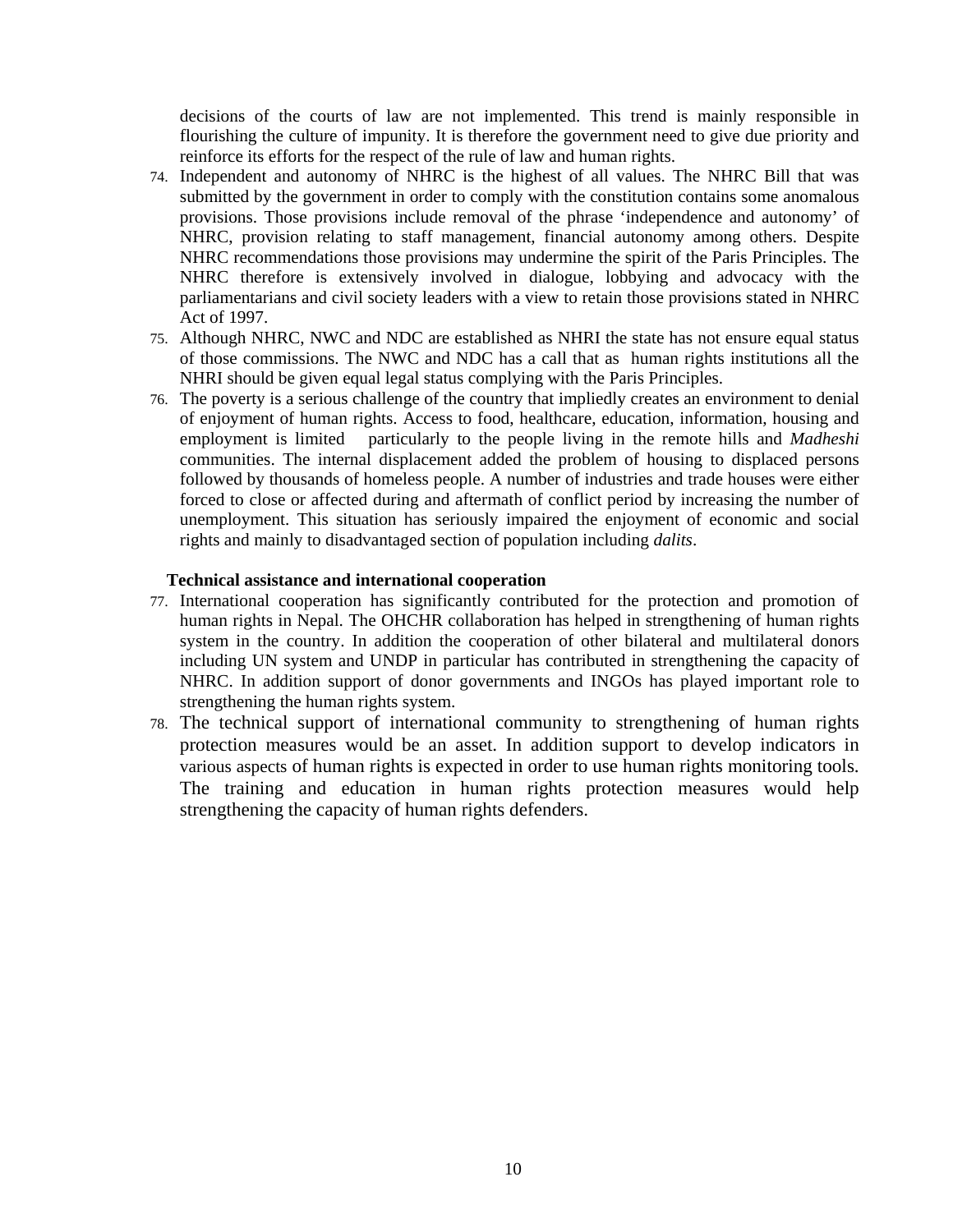decisions of the courts of law are not implemented. This trend is mainly responsible in flourishing the culture of impunity. It is therefore the government need to give due priority and reinforce its efforts for the respect of the rule of law and human rights.

74. Independent and autonomy of NHRC is the highest of all values. The NHRC Bill that was submitted by the government in order to comply with the constitution contains some anomalous provisions. Those provisions include removal of the phrase 'independence and autonomy' of NHRC, provision relating to staff management, financial autonomy among others. Despite NHRC recommendations those provisions may undermine the spirit of the Paris Principles. The NHRC therefore is extensively involved in dialogue, lobbying and advocacy with the parliamentarians and civil society leaders with a view to retain those provisions stated in NHRC Act of 1997.

75. Although NHRC, NWC and NDC are established as NHRI the state has not ensure equal status of those commissions. The NWC and NDC has a call that as human rights institutions all the NHRI should be given equal legal status complying with the Paris Principles.

76. The poverty is a serious challenge of the country that impliedly creates an environment to denial of enjoyment of human rights. Access to food, healthcare, education, information, housing and employment is limited particularly to the people living in the remote hills and *Madheshi* communities. The internal displacement added the problem of housing to displaced persons followed by thousands of homeless people. A number of industries and trade houses were either forced to close or affected during and aftermath of conflict period by increasing the number of unemployment. This situation has seriously impaired the enjoyment of economic and social rights and mainly to disadvantaged section of population including *dalits*.

**Technical assistance and international cooperation**

77. International cooperation has significantly contributed for the protection and promotion of human rights in Nepal. The OHCHR collaboration has helped in strengthening of human rights system in the country. In addition the cooperation of other bilateral and multilateral donors including UN system and UNDP in particular has contributed in strengthening the capacity of NHRC. In addition support of donor governments and INGOs has played important role to strengthening the human rights system.

78. The technical support of international community to strengthening of human rights protection measures would be an asset. In addition support to develop indicators in various aspects of human rights is expected in order to use human rights monitoring tools. The training and education in human rights protection measures would help strengthening the capacity of human rights defenders.